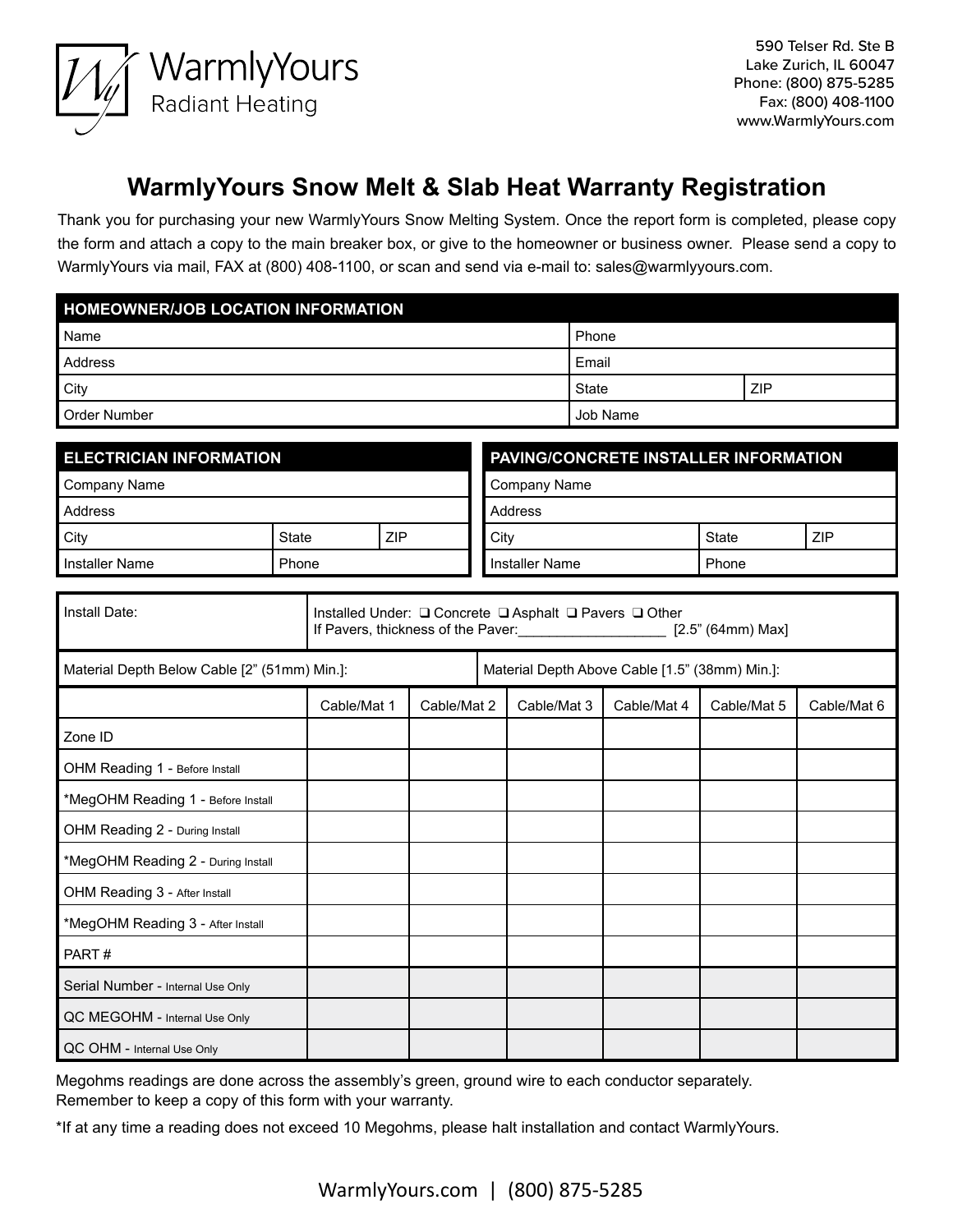WarmlyYours
Radiant Heating

590 Telser Rd. Ste B
Lake Zurich, IL 60047
Phone: (800) 875-5285
Fax: (800) 408-1100
www.WarmlyYours.com

# WarmlyYours Snow Melt & Slab Heat Warranty Registration

Thank you for purchasing your new WarmlyYours Snow Melting System. Once the report form is completed, please copy the form and attach a copy to the main breaker box, or give to the homeowner or business owner. Please send a copy to WarmlyYours via mail, FAX at (800) 408-1100, or scan and send via e-mail to: sales@warmlyyours.com.

| HOMEOWNER/JOB LOCATION INFORMATION | | |
|---|---|---|
| Name | Phone | |
| Address | Email | |
| City | State | ZIP |
| Order Number | Job Name | |

| ELECTRICIAN INFORMATION | | |
|---|---|---|
| Company Name | | |
| Address | | |
| City | State | ZIP |
| Installer Name | Phone | |

| PAVING/CONCRETE INSTALLER INFORMATION | | |
|---|---|---|
| Company Name | | |
| Address | | |
| City | State | ZIP |
| Installer Name | Phone | |

| Install Date: | Installed Under: ❑ Concrete ❑ Asphalt ❑ Pavers ❑ Other<br>If Pavers, thickness of the Paver:___________________ [2.5" (64mm) Max] |
|---|---|
| Material Depth Below Cable [2" (51mm) Min.]: | Material Depth Above Cable [1.5" (38mm) Min.]: |

| | Cable/Mat 1 | Cable/Mat 2 | Cable/Mat 3 | Cable/Mat 4 | Cable/Mat 5 | Cable/Mat 6 |
|---|---|---|---|---|---|---|
| Zone ID | | | | | | |
| OHM Reading 1 - Before Install | | | | | | |
| *MegOHM Reading 1 - Before Install | | | | | | |
| OHM Reading 2 - During Install | | | | | | |
| *MegOHM Reading 2 - During Install | | | | | | |
| OHM Reading 3 - After Install | | | | | | |
| *MegOHM Reading 3 - After Install | | | | | | |
| PART # | | | | | | |
| Serial Number - Internal Use Only | | | | | | |
| QC MEGOHM - Internal Use Only | | | | | | |
| QC OHM - Internal Use Only | | | | | | |

Megohms readings are done across the assembly's green, ground wire to each conductor separately.
Remember to keep a copy of this form with your warranty.

*If at any time a reading does not exceed 10 Megohms, please halt installation and contact WarmlyYours.

WarmlyYours.com | (800) 875-5285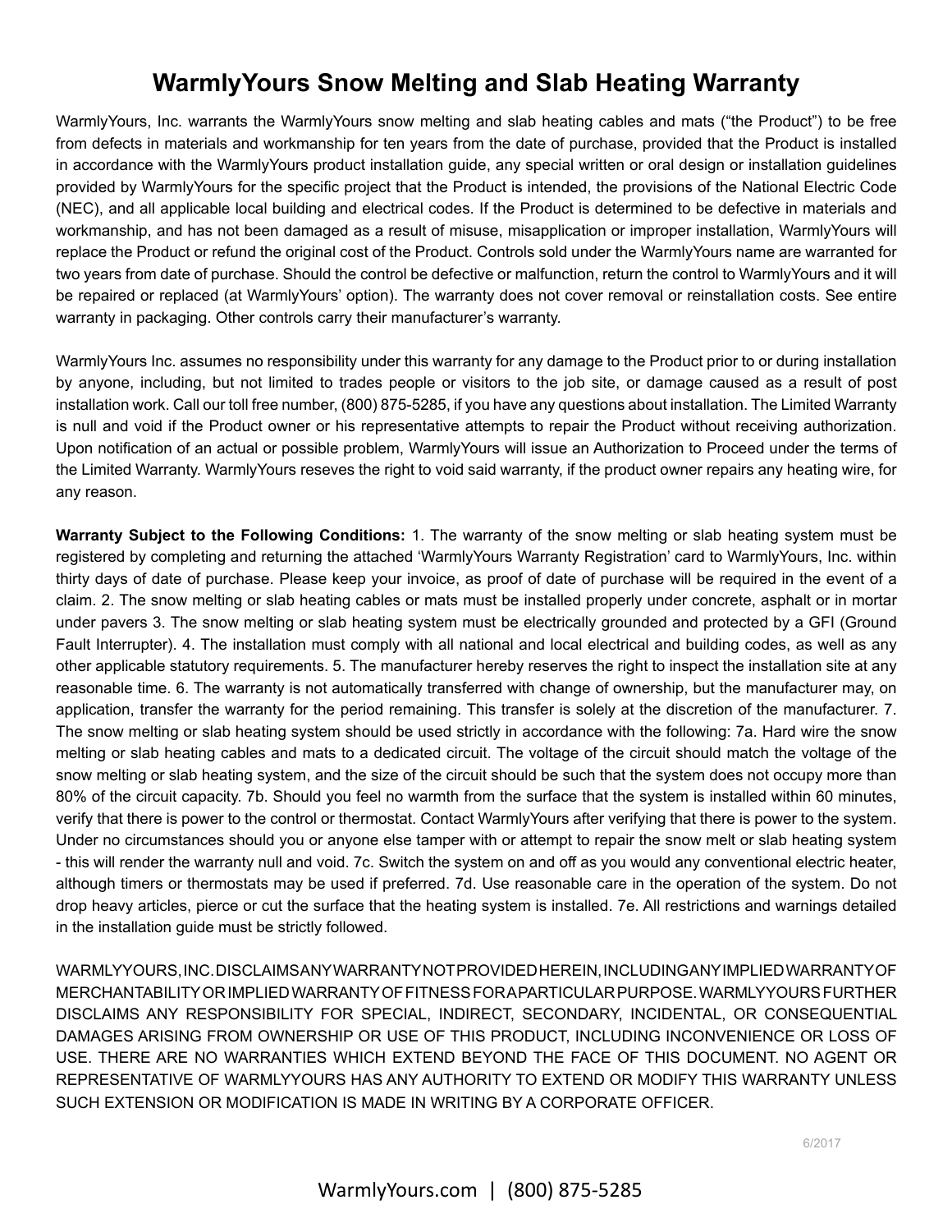# WarmlyYours Snow Melting and Slab Heating Warranty

WarmlyYours, Inc. warrants the WarmlyYours snow melting and slab heating cables and mats ("the Product") to be free from defects in materials and workmanship for ten years from the date of purchase, provided that the Product is installed in accordance with the WarmlyYours product installation guide, any special written or oral design or installation guidelines provided by WarmlyYours for the specific project that the Product is intended, the provisions of the National Electric Code (NEC), and all applicable local building and electrical codes. If the Product is determined to be defective in materials and workmanship, and has not been damaged as a result of misuse, misapplication or improper installation, WarmlyYours will replace the Product or refund the original cost of the Product. Controls sold under the WarmlyYours name are warranted for two years from date of purchase. Should the control be defective or malfunction, return the control to WarmlyYours and it will be repaired or replaced (at WarmlyYours' option). The warranty does not cover removal or reinstallation costs. See entire warranty in packaging. Other controls carry their manufacturer's warranty.

WarmlyYours Inc. assumes no responsibility under this warranty for any damage to the Product prior to or during installation by anyone, including, but not limited to trades people or visitors to the job site, or damage caused as a result of post installation work. Call our toll free number, (800) 875-5285, if you have any questions about installation. The Limited Warranty is null and void if the Product owner or his representative attempts to repair the Product without receiving authorization. Upon notification of an actual or possible problem, WarmlyYours will issue an Authorization to Proceed under the terms of the Limited Warranty. WarmlyYours reseves the right to void said warranty, if the product owner repairs any heating wire, for any reason.

**Warranty Subject to the Following Conditions:** 1. The warranty of the snow melting or slab heating system must be registered by completing and returning the attached 'WarmlyYours Warranty Registration' card to WarmlyYours, Inc. within thirty days of date of purchase. Please keep your invoice, as proof of date of purchase will be required in the event of a claim. 2. The snow melting or slab heating cables or mats must be installed properly under concrete, asphalt or in mortar under pavers 3. The snow melting or slab heating system must be electrically grounded and protected by a GFI (Ground Fault Interrupter). 4. The installation must comply with all national and local electrical and building codes, as well as any other applicable statutory requirements. 5. The manufacturer hereby reserves the right to inspect the installation site at any reasonable time. 6. The warranty is not automatically transferred with change of ownership, but the manufacturer may, on application, transfer the warranty for the period remaining. This transfer is solely at the discretion of the manufacturer. 7. The snow melting or slab heating system should be used strictly in accordance with the following: 7a. Hard wire the snow melting or slab heating cables and mats to a dedicated circuit. The voltage of the circuit should match the voltage of the snow melting or slab heating system, and the size of the circuit should be such that the system does not occupy more than 80% of the circuit capacity. 7b. Should you feel no warmth from the surface that the system is installed within 60 minutes, verify that there is power to the control or thermostat. Contact WarmlyYours after verifying that there is power to the system. Under no circumstances should you or anyone else tamper with or attempt to repair the snow melt or slab heating system - this will render the warranty null and void. 7c. Switch the system on and off as you would any conventional electric heater, although timers or thermostats may be used if preferred. 7d. Use reasonable care in the operation of the system. Do not drop heavy articles, pierce or cut the surface that the heating system is installed. 7e. All restrictions and warnings detailed in the installation guide must be strictly followed.

WARMLYYOURS, INC. DISCLAIMS ANY WARRANTY NOT PROVIDED HEREIN, INCLUDING ANY IMPLIED WARRANTY OF MERCHANTABILITY OR IMPLIED WARRANTY OF FITNESS FOR A PARTICULAR PURPOSE. WARMLYYOURS FURTHER DISCLAIMS ANY RESPONSIBILITY FOR SPECIAL, INDIRECT, SECONDARY, INCIDENTAL, OR CONSEQUENTIAL DAMAGES ARISING FROM OWNERSHIP OR USE OF THIS PRODUCT, INCLUDING INCONVENIENCE OR LOSS OF USE. THERE ARE NO WARRANTIES WHICH EXTEND BEYOND THE FACE OF THIS DOCUMENT. NO AGENT OR REPRESENTATIVE OF WARMLYYOURS HAS ANY AUTHORITY TO EXTEND OR MODIFY THIS WARRANTY UNLESS SUCH EXTENSION OR MODIFICATION IS MADE IN WRITING BY A CORPORATE OFFICER.

6/2017